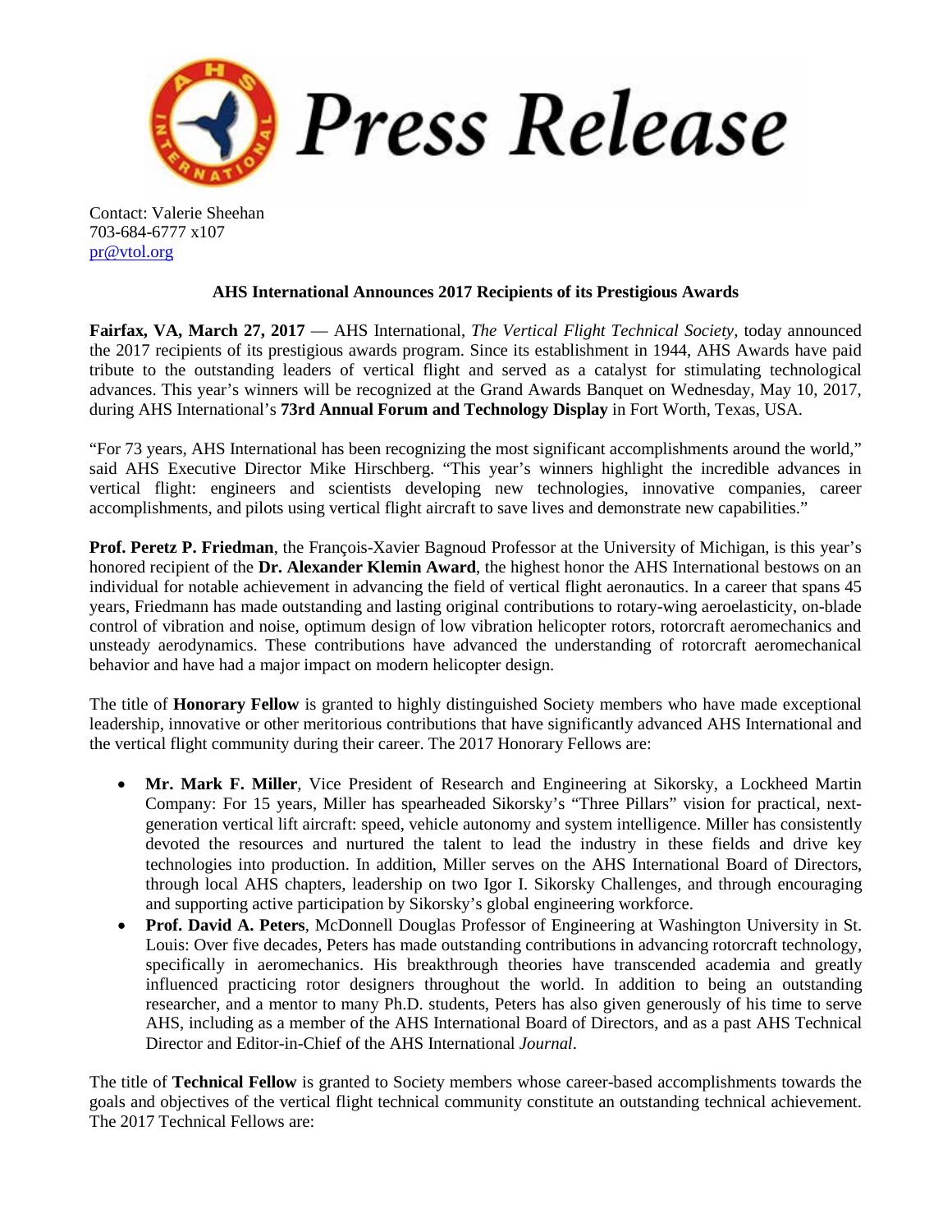# Press Release

Contact: Valerie Sheehan
703-684-6777 x107
pr@vtol.org

**AHS International Announces 2017 Recipients of its Prestigious Awards**

**Fairfax, VA, March 27, 2017** — AHS International, *The Vertical Flight Technical Society*, today announced the 2017 recipients of its prestigious awards program. Since its establishment in 1944, AHS Awards have paid tribute to the outstanding leaders of vertical flight and served as a catalyst for stimulating technological advances. This year's winners will be recognized at the Grand Awards Banquet on Wednesday, May 10, 2017, during AHS International's **73rd Annual Forum and Technology Display** in Fort Worth, Texas, USA.

"For 73 years, AHS International has been recognizing the most significant accomplishments around the world," said AHS Executive Director Mike Hirschberg. "This year's winners highlight the incredible advances in vertical flight: engineers and scientists developing new technologies, innovative companies, career accomplishments, and pilots using vertical flight aircraft to save lives and demonstrate new capabilities."

**Prof. Peretz P. Friedman**, the François-Xavier Bagnoud Professor at the University of Michigan, is this year's honored recipient of the **Dr. Alexander Klemin Award**, the highest honor the AHS International bestows on an individual for notable achievement in advancing the field of vertical flight aeronautics. In a career that spans 45 years, Friedmann has made outstanding and lasting original contributions to rotary-wing aeroelasticity, on-blade control of vibration and noise, optimum design of low vibration helicopter rotors, rotorcraft aeromechanics and unsteady aerodynamics. These contributions have advanced the understanding of rotorcraft aeromechanical behavior and have had a major impact on modern helicopter design.

The title of **Honorary Fellow** is granted to highly distinguished Society members who have made exceptional leadership, innovative or other meritorious contributions that have significantly advanced AHS International and the vertical flight community during their career. The 2017 Honorary Fellows are:

- **Mr. Mark F. Miller**, Vice President of Research and Engineering at Sikorsky, a Lockheed Martin Company: For 15 years, Miller has spearheaded Sikorsky's "Three Pillars" vision for practical, next-generation vertical lift aircraft: speed, vehicle autonomy and system intelligence. Miller has consistently devoted the resources and nurtured the talent to lead the industry in these fields and drive key technologies into production. In addition, Miller serves on the AHS International Board of Directors, through local AHS chapters, leadership on two Igor I. Sikorsky Challenges, and through encouraging and supporting active participation by Sikorsky's global engineering workforce.
- **Prof. David A. Peters**, McDonnell Douglas Professor of Engineering at Washington University in St. Louis: Over five decades, Peters has made outstanding contributions in advancing rotorcraft technology, specifically in aeromechanics. His breakthrough theories have transcended academia and greatly influenced practicing rotor designers throughout the world. In addition to being an outstanding researcher, and a mentor to many Ph.D. students, Peters has also given generously of his time to serve AHS, including as a member of the AHS International Board of Directors, and as a past AHS Technical Director and Editor-in-Chief of the AHS International *Journal*.

The title of **Technical Fellow** is granted to Society members whose career-based accomplishments towards the goals and objectives of the vertical flight technical community constitute an outstanding technical achievement. The 2017 Technical Fellows are: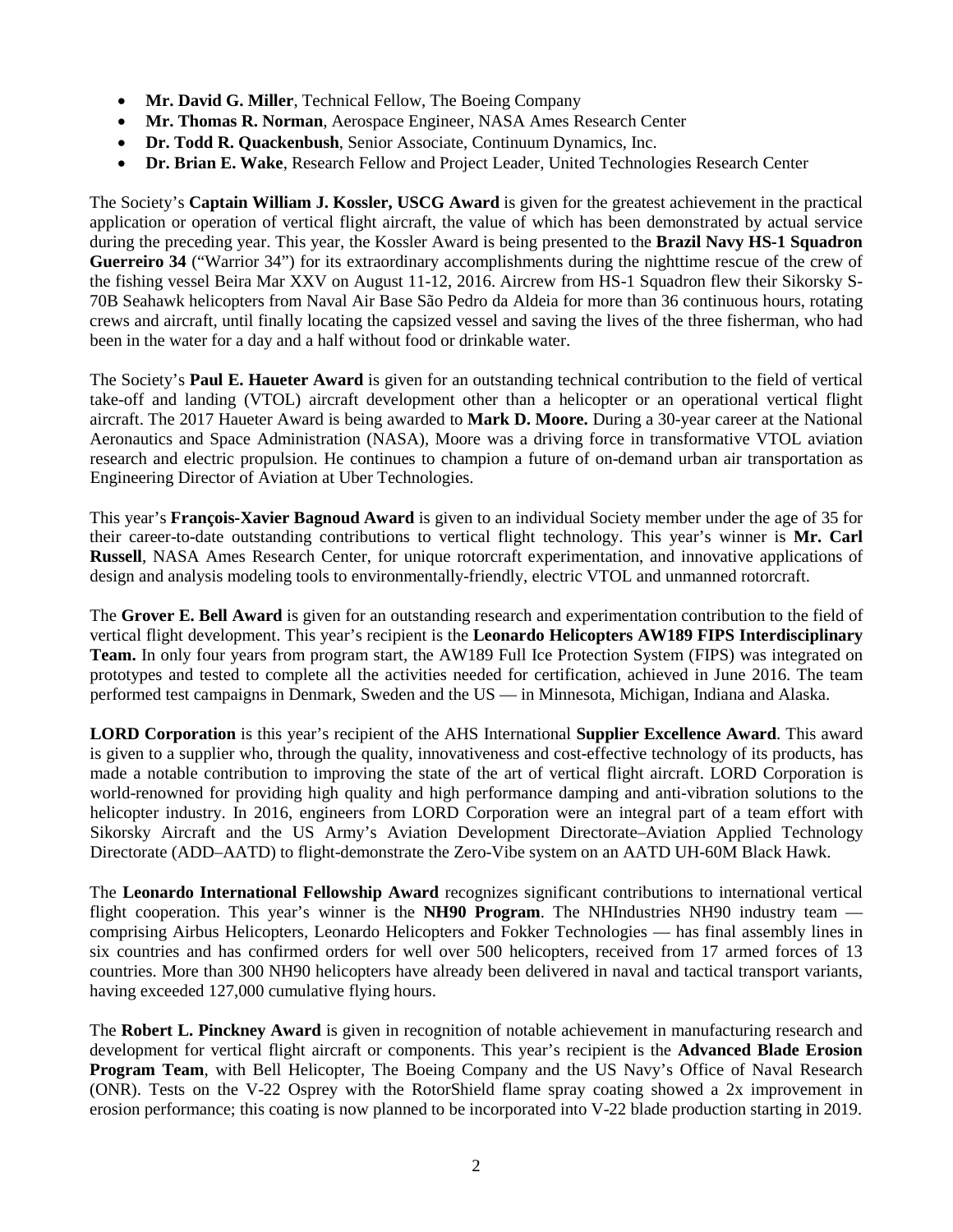- **Mr. David G. Miller**, Technical Fellow, The Boeing Company
- **Mr. Thomas R. Norman**, Aerospace Engineer, NASA Ames Research Center
- **Dr. Todd R. Quackenbush**, Senior Associate, Continuum Dynamics, Inc.
- **Dr. Brian E. Wake**, Research Fellow and Project Leader, United Technologies Research Center

The Society's **Captain William J. Kossler, USCG Award** is given for the greatest achievement in the practical application or operation of vertical flight aircraft, the value of which has been demonstrated by actual service during the preceding year. This year, the Kossler Award is being presented to the **Brazil Navy HS-1 Squadron Guerreiro 34** ("Warrior 34") for its extraordinary accomplishments during the nighttime rescue of the crew of the fishing vessel Beira Mar XXV on August 11-12, 2016. Aircrew from HS-1 Squadron flew their Sikorsky S-70B Seahawk helicopters from Naval Air Base São Pedro da Aldeia for more than 36 continuous hours, rotating crews and aircraft, until finally locating the capsized vessel and saving the lives of the three fisherman, who had been in the water for a day and a half without food or drinkable water.

The Society's **Paul E. Haueter Award** is given for an outstanding technical contribution to the field of vertical take-off and landing (VTOL) aircraft development other than a helicopter or an operational vertical flight aircraft. The 2017 Haueter Award is being awarded to **Mark D. Moore.** During a 30-year career at the National Aeronautics and Space Administration (NASA), Moore was a driving force in transformative VTOL aviation research and electric propulsion. He continues to champion a future of on-demand urban air transportation as Engineering Director of Aviation at Uber Technologies.

This year's **François-Xavier Bagnoud Award** is given to an individual Society member under the age of 35 for their career-to-date outstanding contributions to vertical flight technology. This year's winner is **Mr. Carl Russell**, NASA Ames Research Center, for unique rotorcraft experimentation, and innovative applications of design and analysis modeling tools to environmentally-friendly, electric VTOL and unmanned rotorcraft.

The **Grover E. Bell Award** is given for an outstanding research and experimentation contribution to the field of vertical flight development. This year's recipient is the **Leonardo Helicopters AW189 FIPS Interdisciplinary Team.** In only four years from program start, the AW189 Full Ice Protection System (FIPS) was integrated on prototypes and tested to complete all the activities needed for certification, achieved in June 2016. The team performed test campaigns in Denmark, Sweden and the US — in Minnesota, Michigan, Indiana and Alaska.

**LORD Corporation** is this year's recipient of the AHS International **Supplier Excellence Award**. This award is given to a supplier who, through the quality, innovativeness and cost-effective technology of its products, has made a notable contribution to improving the state of the art of vertical flight aircraft. LORD Corporation is world-renowned for providing high quality and high performance damping and anti-vibration solutions to the helicopter industry. In 2016, engineers from LORD Corporation were an integral part of a team effort with Sikorsky Aircraft and the US Army's Aviation Development Directorate–Aviation Applied Technology Directorate (ADD–AATD) to flight-demonstrate the Zero-Vibe system on an AATD UH-60M Black Hawk.

The **Leonardo International Fellowship Award** recognizes significant contributions to international vertical flight cooperation. This year's winner is the **NH90 Program**. The NHIndustries NH90 industry team — comprising Airbus Helicopters, Leonardo Helicopters and Fokker Technologies — has final assembly lines in six countries and has confirmed orders for well over 500 helicopters, received from 17 armed forces of 13 countries. More than 300 NH90 helicopters have already been delivered in naval and tactical transport variants, having exceeded 127,000 cumulative flying hours.

The **Robert L. Pinckney Award** is given in recognition of notable achievement in manufacturing research and development for vertical flight aircraft or components. This year's recipient is the **Advanced Blade Erosion Program Team**, with Bell Helicopter, The Boeing Company and the US Navy's Office of Naval Research (ONR). Tests on the V-22 Osprey with the RotorShield flame spray coating showed a 2x improvement in erosion performance; this coating is now planned to be incorporated into V-22 blade production starting in 2019.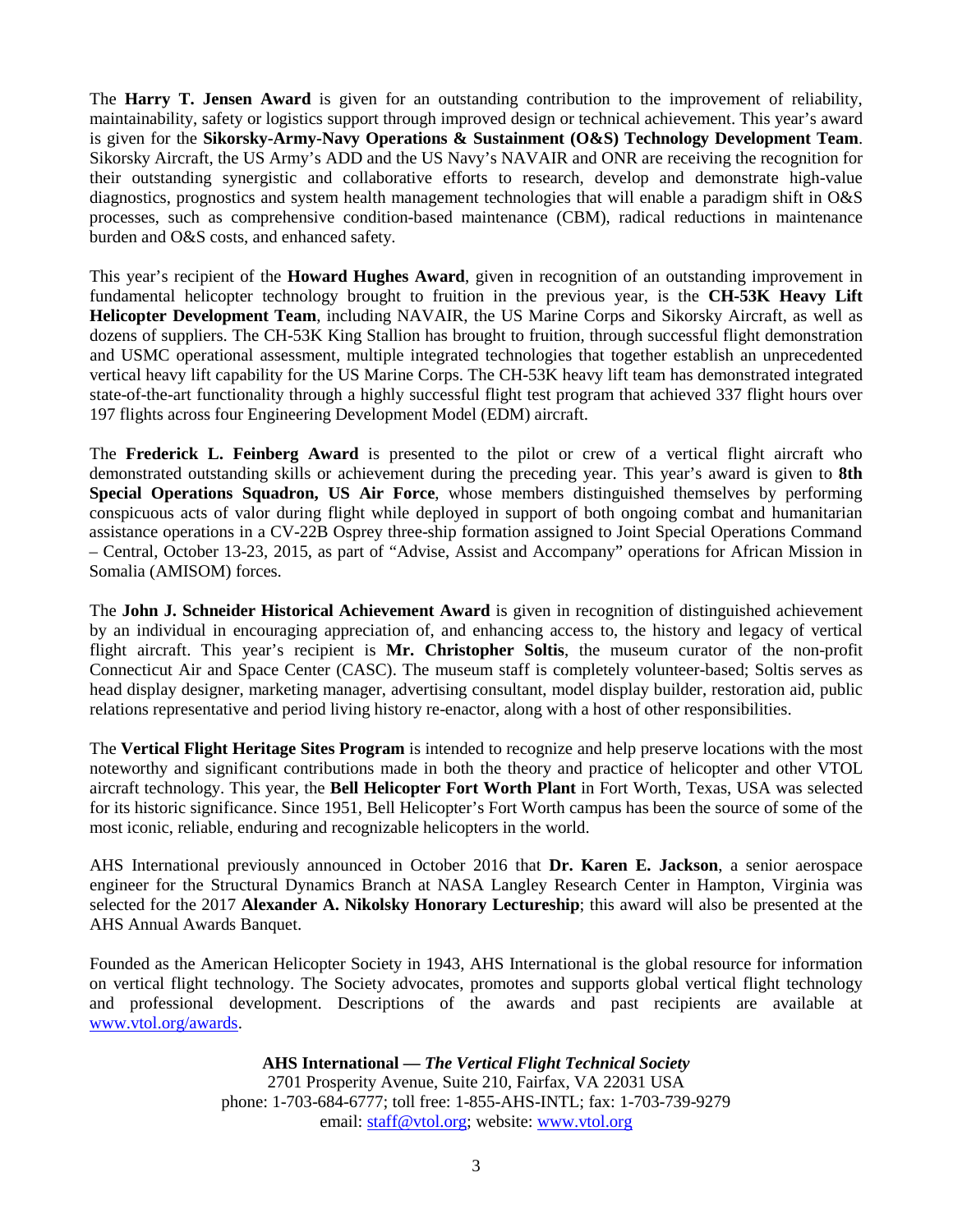The **Harry T. Jensen Award** is given for an outstanding contribution to the improvement of reliability, maintainability, safety or logistics support through improved design or technical achievement. This year's award is given for the **Sikorsky-Army-Navy Operations & Sustainment (O&S) Technology Development Team**. Sikorsky Aircraft, the US Army's ADD and the US Navy's NAVAIR and ONR are receiving the recognition for their outstanding synergistic and collaborative efforts to research, develop and demonstrate high-value diagnostics, prognostics and system health management technologies that will enable a paradigm shift in O&S processes, such as comprehensive condition-based maintenance (CBM), radical reductions in maintenance burden and O&S costs, and enhanced safety.

This year's recipient of the **Howard Hughes Award**, given in recognition of an outstanding improvement in fundamental helicopter technology brought to fruition in the previous year, is the **CH-53K Heavy Lift Helicopter Development Team**, including NAVAIR, the US Marine Corps and Sikorsky Aircraft, as well as dozens of suppliers. The CH-53K King Stallion has brought to fruition, through successful flight demonstration and USMC operational assessment, multiple integrated technologies that together establish an unprecedented vertical heavy lift capability for the US Marine Corps. The CH-53K heavy lift team has demonstrated integrated state-of-the-art functionality through a highly successful flight test program that achieved 337 flight hours over 197 flights across four Engineering Development Model (EDM) aircraft.

The **Frederick L. Feinberg Award** is presented to the pilot or crew of a vertical flight aircraft who demonstrated outstanding skills or achievement during the preceding year. This year's award is given to **8th Special Operations Squadron, US Air Force**, whose members distinguished themselves by performing conspicuous acts of valor during flight while deployed in support of both ongoing combat and humanitarian assistance operations in a CV-22B Osprey three-ship formation assigned to Joint Special Operations Command – Central, October 13-23, 2015, as part of "Advise, Assist and Accompany" operations for African Mission in Somalia (AMISOM) forces.

The **John J. Schneider Historical Achievement Award** is given in recognition of distinguished achievement by an individual in encouraging appreciation of, and enhancing access to, the history and legacy of vertical flight aircraft. This year's recipient is **Mr. Christopher Soltis**, the museum curator of the non-profit Connecticut Air and Space Center (CASC). The museum staff is completely volunteer-based; Soltis serves as head display designer, marketing manager, advertising consultant, model display builder, restoration aid, public relations representative and period living history re-enactor, along with a host of other responsibilities.

The **Vertical Flight Heritage Sites Program** is intended to recognize and help preserve locations with the most noteworthy and significant contributions made in both the theory and practice of helicopter and other VTOL aircraft technology. This year, the **Bell Helicopter Fort Worth Plant** in Fort Worth, Texas, USA was selected for its historic significance. Since 1951, Bell Helicopter's Fort Worth campus has been the source of some of the most iconic, reliable, enduring and recognizable helicopters in the world.

AHS International previously announced in October 2016 that **Dr. Karen E. Jackson**, a senior aerospace engineer for the Structural Dynamics Branch at NASA Langley Research Center in Hampton, Virginia was selected for the 2017 **Alexander A. Nikolsky Honorary Lectureship**; this award will also be presented at the AHS Annual Awards Banquet.

Founded as the American Helicopter Society in 1943, AHS International is the global resource for information on vertical flight technology. The Society advocates, promotes and supports global vertical flight technology and professional development. Descriptions of the awards and past recipients are available at [www.vtol.org/awards](www.vtol.org/awards).

**AHS International — *The Vertical Flight Technical Society***
2701 Prosperity Avenue, Suite 210, Fairfax, VA 22031 USA
phone: 1-703-684-6777; toll free: 1-855-AHS-INTL; fax: 1-703-739-9279
email: [staff@vtol.org](mailto:staff@vtol.org); website: [www.vtol.org](www.vtol.org)